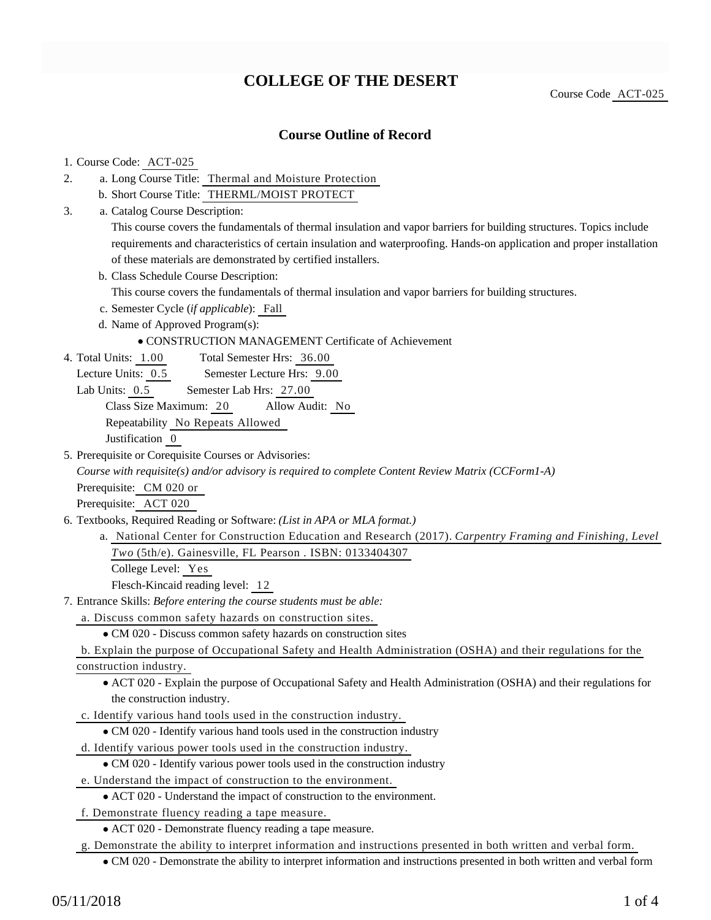# COLLEGE OF THE DESERT

Course Code ACT-025

## Course Outline of Record

1. Course Code: ACT-025
2. a. Long Course Title: Thermal and Moisture Protection

   b. Short Course Title: THERML/MOIST PROTECT
3. a. Catalog Course Description:

   This course covers the fundamentals of thermal insulation and vapor barriers for building structures. Topics include requirements and characteristics of certain insulation and waterproofing. Hands-on application and proper installation of these materials are demonstrated by certified installers.

   b. Class Schedule Course Description:

   This course covers the fundamentals of thermal insulation and vapor barriers for building structures.

   c. Semester Cycle (*if applicable*): Fall

   d. Name of Approved Program(s):

   - CONSTRUCTION MANAGEMENT Certificate of Achievement
4. Total Units: 1.00 Total Semester Hrs: 36.00

   Lecture Units: 0.5 Semester Lecture Hrs: 9.00

   Lab Units: 0.5 Semester Lab Hrs: 27.00

   Class Size Maximum: 20 Allow Audit: No

   Repeatability No Repeats Allowed

   Justification 0
5. Prerequisite or Corequisite Courses or Advisories:

   *Course with requisite(s) and/or advisory is required to complete Content Review Matrix (CCForm1-A)*

   Prerequisite: CM 020 or

   Prerequisite: ACT 020
6. Textbooks, Required Reading or Software: *(List in APA or MLA format.)*

   a. National Center for Construction Education and Research (2017). *Carpentry Framing and Finishing, Level Two* (5th/e). Gainesville, FL Pearson . ISBN: 0133404307

   College Level: Yes

   Flesch-Kincaid reading level: 12
7. Entrance Skills: *Before entering the course students must be able:*

   a. Discuss common safety hazards on construction sites.

   - CM 020 - Discuss common safety hazards on construction sites

   b. Explain the purpose of Occupational Safety and Health Administration (OSHA) and their regulations for the construction industry.

   - ACT 020 - Explain the purpose of Occupational Safety and Health Administration (OSHA) and their regulations for the construction industry.

   c. Identify various hand tools used in the construction industry.

   - CM 020 - Identify various hand tools used in the construction industry

   d. Identify various power tools used in the construction industry.

   - CM 020 - Identify various power tools used in the construction industry

   e. Understand the impact of construction to the environment.

   - ACT 020 - Understand the impact of construction to the environment.

   f. Demonstrate fluency reading a tape measure.

   - ACT 020 - Demonstrate fluency reading a tape measure.

   g. Demonstrate the ability to interpret information and instructions presented in both written and verbal form.

   - CM 020 - Demonstrate the ability to interpret information and instructions presented in both written and verbal form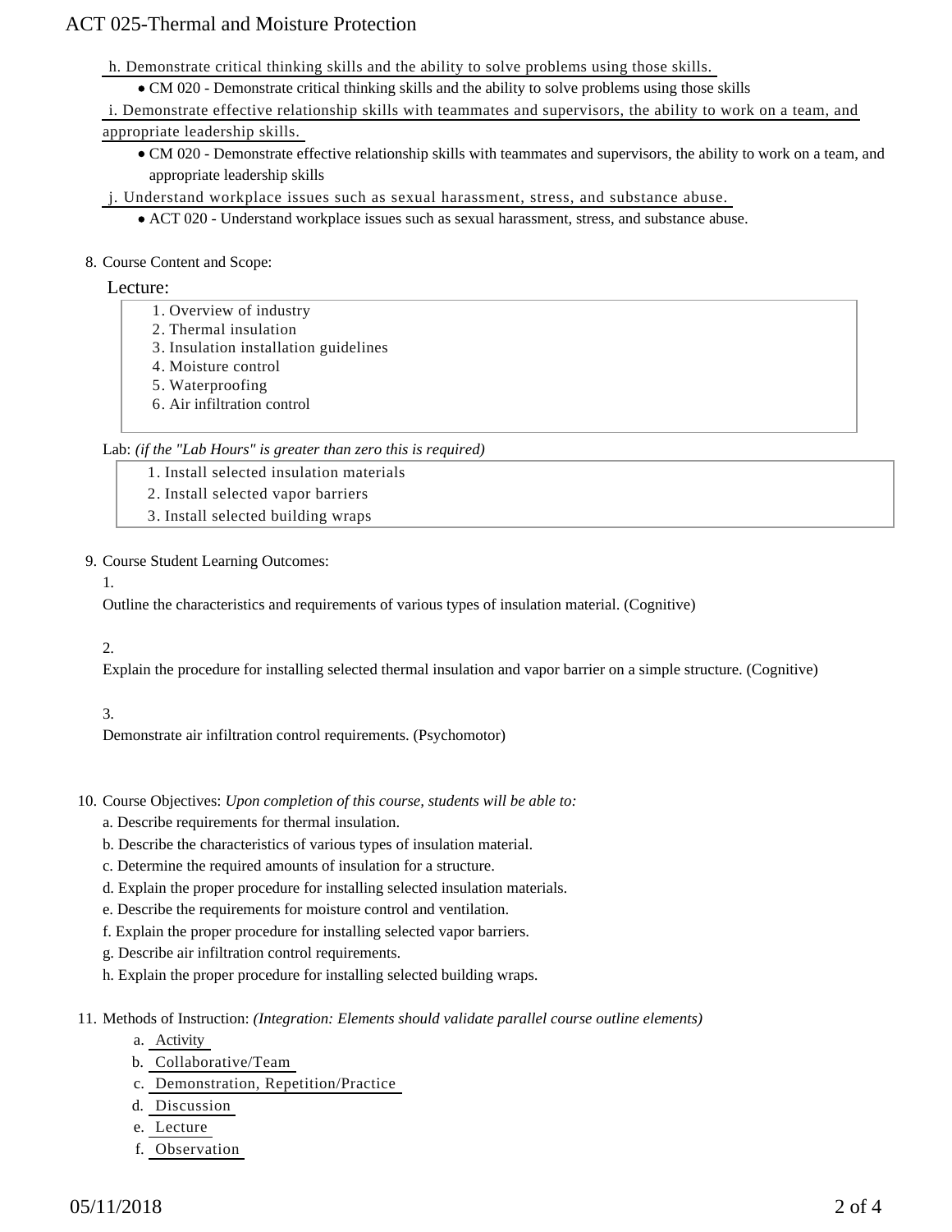h. Demonstrate critical thinking skills and the ability to solve problems using those skills.

- CM 020 - Demonstrate critical thinking skills and the ability to solve problems using those skills

i. Demonstrate effective relationship skills with teammates and supervisors, the ability to work on a team, and appropriate leadership skills.

- CM 020 - Demonstrate effective relationship skills with teammates and supervisors, the ability to work on a team, and appropriate leadership skills

j. Understand workplace issues such as sexual harassment, stress, and substance abuse.

- ACT 020 - Understand workplace issues such as sexual harassment, stress, and substance abuse.

8. Course Content and Scope:

Lecture:

1. Overview of industry
2. Thermal insulation
3. Insulation installation guidelines
4. Moisture control
5. Waterproofing
6. Air infiltration control

Lab: *(if the "Lab Hours" is greater than zero this is required)*

1. Install selected insulation materials
2. Install selected vapor barriers
3. Install selected building wraps

9. Course Student Learning Outcomes:

1.

Outline the characteristics and requirements of various types of insulation material. (Cognitive)

2.

Explain the procedure for installing selected thermal insulation and vapor barrier on a simple structure. (Cognitive)

3.

Demonstrate air infiltration control requirements. (Psychomotor)

10. Course Objectives: *Upon completion of this course, students will be able to:*

a. Describe requirements for thermal insulation.

b. Describe the characteristics of various types of insulation material.

c. Determine the required amounts of insulation for a structure.

d. Explain the proper procedure for installing selected insulation materials.

e. Describe the requirements for moisture control and ventilation.

f. Explain the proper procedure for installing selected vapor barriers.

g. Describe air infiltration control requirements.

h. Explain the proper procedure for installing selected building wraps.

11. Methods of Instruction: *(Integration: Elements should validate parallel course outline elements)*

a. Activity

b. Collaborative/Team

c. Demonstration, Repetition/Practice

d. Discussion

e. Lecture

f. Observation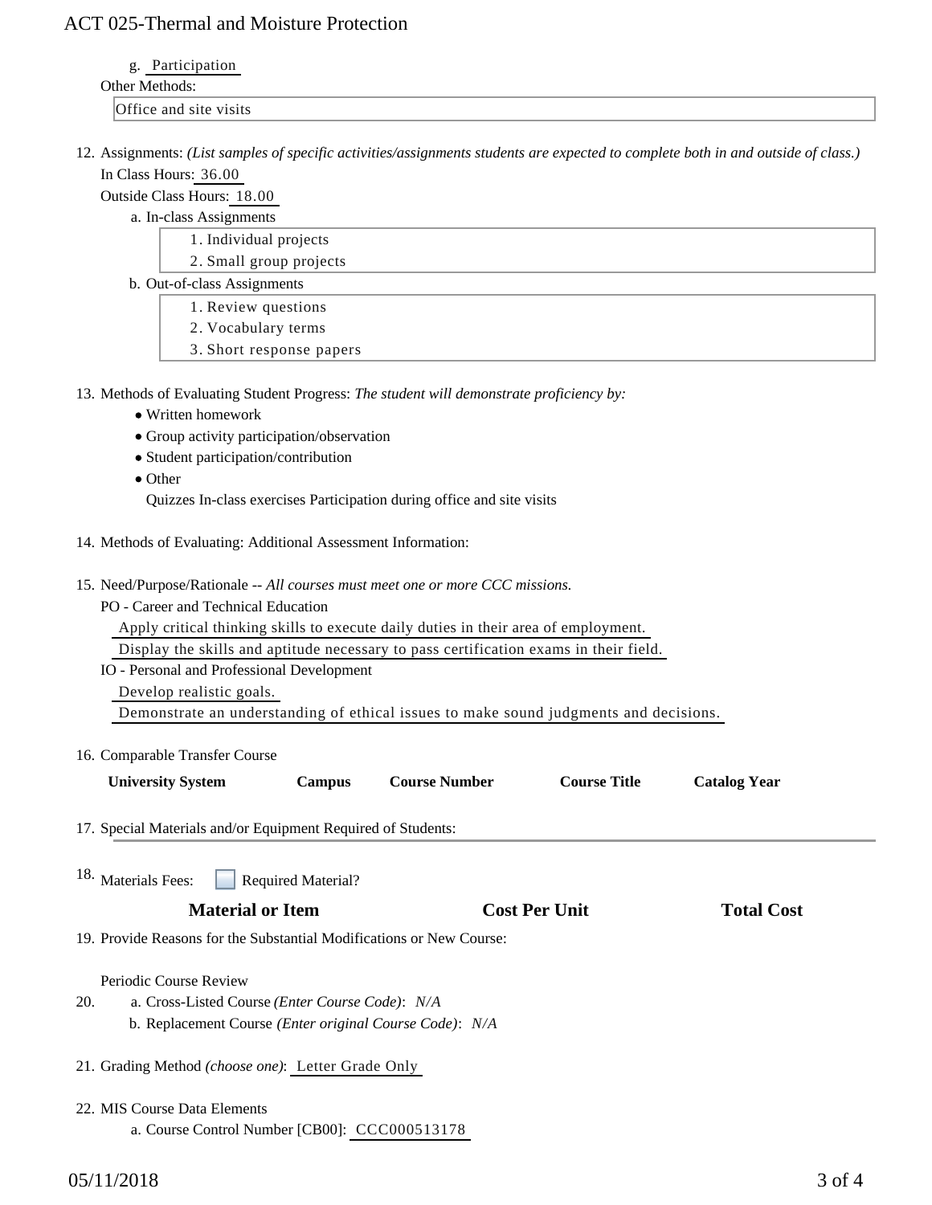g. Participation

Other Methods:

Office and site visits

12. Assignments: *(List samples of specific activities/assignments students are expected to complete both in and outside of class.)*

    In Class Hours: 36.00

    Outside Class Hours: 18.00

    a. In-class Assignments
        1. Individual projects
        2. Small group projects

    b. Out-of-class Assignments
        1. Review questions
        2. Vocabulary terms
        3. Short response papers

13. Methods of Evaluating Student Progress: *The student will demonstrate proficiency by:*
    - Written homework
    - Group activity participation/observation
    - Student participation/contribution
    - Other

      Quizzes In-class exercises Participation during office and site visits

14. Methods of Evaluating: Additional Assessment Information:

15. Need/Purpose/Rationale -- *All courses must meet one or more CCC missions.*

    PO - Career and Technical Education

    Apply critical thinking skills to execute daily duties in their area of employment.

    Display the skills and aptitude necessary to pass certification exams in their field.

    IO - Personal and Professional Development

    Develop realistic goals.

    Demonstrate an understanding of ethical issues to make sound judgments and decisions.

16. Comparable Transfer Course

| University System | Campus | Course Number | Course Title | Catalog Year |
|---|---|---|---|---|

17. Special Materials and/or Equipment Required of Students:

18. Materials Fees: ☐ Required Material?

| Material or Item | Cost Per Unit | Total Cost |
|---|---|---|

19. Provide Reasons for the Substantial Modifications or New Course:

    Periodic Course Review

20. a. Cross-Listed Course *(Enter Course Code)*: *N/A*

    b. Replacement Course *(Enter original Course Code)*: *N/A*

21. Grading Method *(choose one)*: Letter Grade Only

22. MIS Course Data Elements

    a. Course Control Number [CB00]: CCC000513178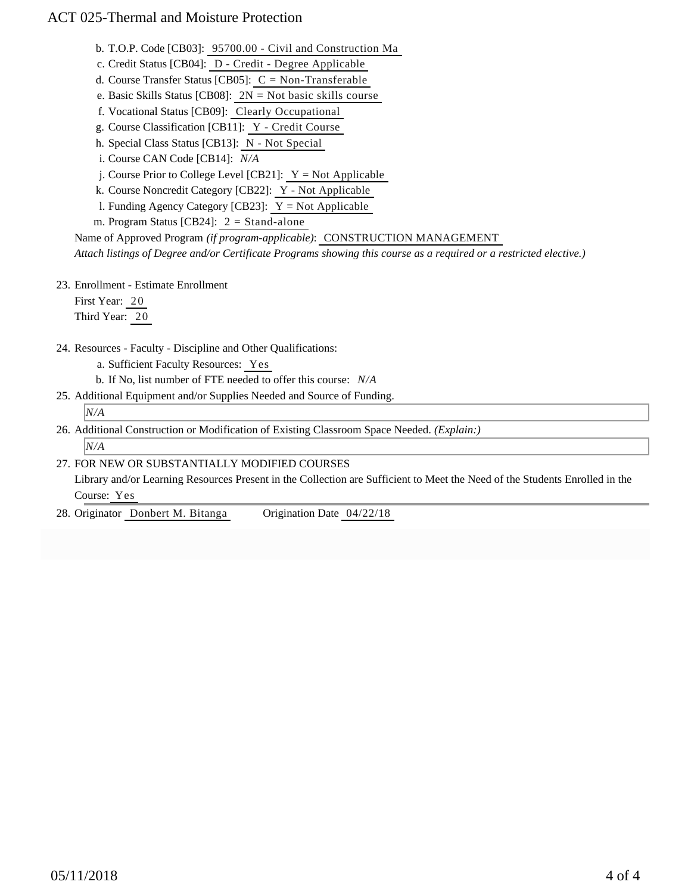b. T.O.P. Code [CB03]: 95700.00 - Civil and Construction Ma
c. Credit Status [CB04]: D - Credit - Degree Applicable
d. Course Transfer Status [CB05]: C = Non-Transferable
e. Basic Skills Status [CB08]: 2N = Not basic skills course
f. Vocational Status [CB09]: Clearly Occupational
g. Course Classification [CB11]: Y - Credit Course
h. Special Class Status [CB13]: N - Not Special
i. Course CAN Code [CB14]: *N/A*
j. Course Prior to College Level [CB21]: Y = Not Applicable
k. Course Noncredit Category [CB22]: Y - Not Applicable
l. Funding Agency Category [CB23]: Y = Not Applicable
m. Program Status [CB24]: 2 = Stand-alone

Name of Approved Program *(if program-applicable)*: CONSTRUCTION MANAGEMENT

*Attach listings of Degree and/or Certificate Programs showing this course as a required or a restricted elective.)*

23. Enrollment - Estimate Enrollment
    First Year: 20
    Third Year: 20

24. Resources - Faculty - Discipline and Other Qualifications:
    a. Sufficient Faculty Resources: Yes
    b. If No, list number of FTE needed to offer this course: *N/A*

25. Additional Equipment and/or Supplies Needed and Source of Funding.
    *N/A*

26. Additional Construction or Modification of Existing Classroom Space Needed. *(Explain:)*
    *N/A*

27. FOR NEW OR SUBSTANTIALLY MODIFIED COURSES
    Library and/or Learning Resources Present in the Collection are Sufficient to Meet the Need of the Students Enrolled in the Course: Yes

28. Originator Donbert M. Bitanga Origination Date 04/22/18